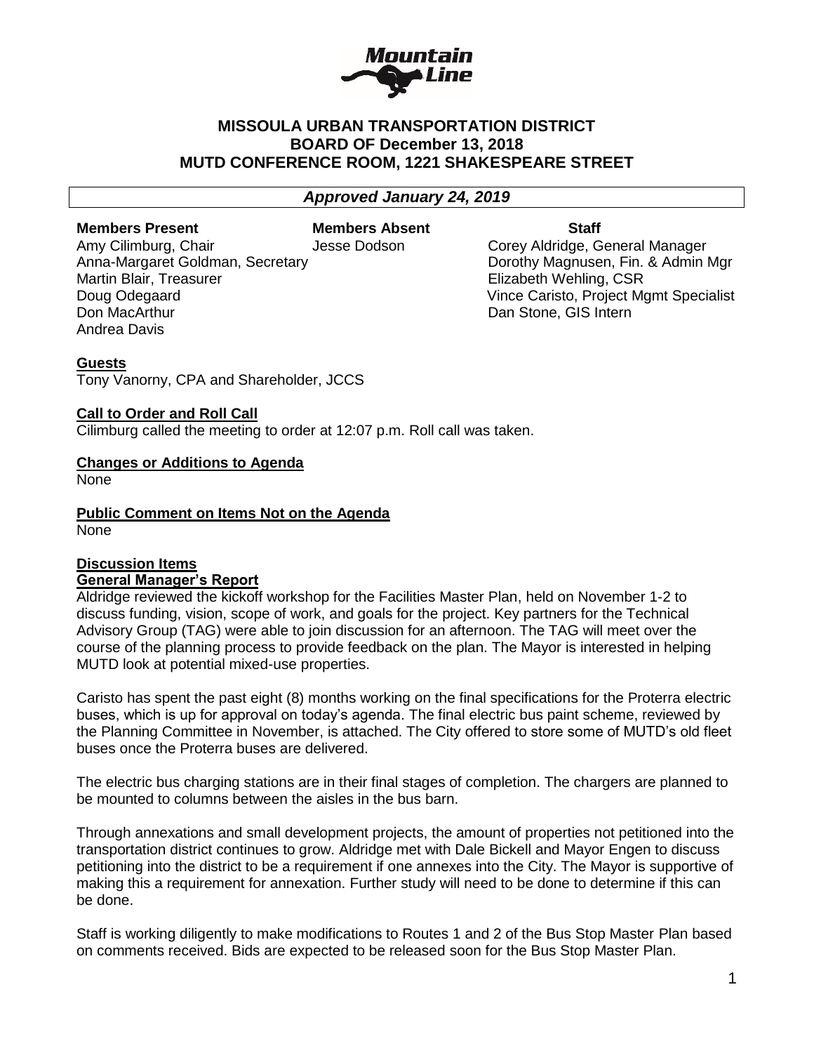# MISSOULA URBAN TRANSPORTATION DISTRICT
# BOARD OF December 13, 2018
# MUTD CONFERENCE ROOM, 1221 SHAKESPEARE STREET

***Approved January 24, 2019***

| Members Present | Members Absent | Staff |
|---|---|---|
| Amy Cilimburg, Chair | Jesse Dodson | Corey Aldridge, General Manager |
| Anna-Margaret Goldman, Secretary | | Dorothy Magnusen, Fin. & Admin Mgr |
| Martin Blair, Treasurer | | Elizabeth Wehling, CSR |
| Doug Odegaard | | Vince Caristo, Project Mgmt Specialist |
| Don MacArthur | | Dan Stone, GIS Intern |
| Andrea Davis | | |

**Guests**

Tony Vanorny, CPA and Shareholder, JCCS

**Call to Order and Roll Call**

Cilimburg called the meeting to order at 12:07 p.m. Roll call was taken.

**Changes or Additions to Agenda**

None

**Public Comment on Items Not on the Agenda**

None

**Discussion Items**

**General Manager's Report**

Aldridge reviewed the kickoff workshop for the Facilities Master Plan, held on November 1-2 to discuss funding, vision, scope of work, and goals for the project. Key partners for the Technical Advisory Group (TAG) were able to join discussion for an afternoon. The TAG will meet over the course of the planning process to provide feedback on the plan. The Mayor is interested in helping MUTD look at potential mixed-use properties.

Caristo has spent the past eight (8) months working on the final specifications for the Proterra electric buses, which is up for approval on today's agenda. The final electric bus paint scheme, reviewed by the Planning Committee in November, is attached. The City offered to store some of MUTD's old fleet buses once the Proterra buses are delivered.

The electric bus charging stations are in their final stages of completion. The chargers are planned to be mounted to columns between the aisles in the bus barn.

Through annexations and small development projects, the amount of properties not petitioned into the transportation district continues to grow. Aldridge met with Dale Bickell and Mayor Engen to discuss petitioning into the district to be a requirement if one annexes into the City. The Mayor is supportive of making this a requirement for annexation. Further study will need to be done to determine if this can be done.

Staff is working diligently to make modifications to Routes 1 and 2 of the Bus Stop Master Plan based on comments received. Bids are expected to be released soon for the Bus Stop Master Plan.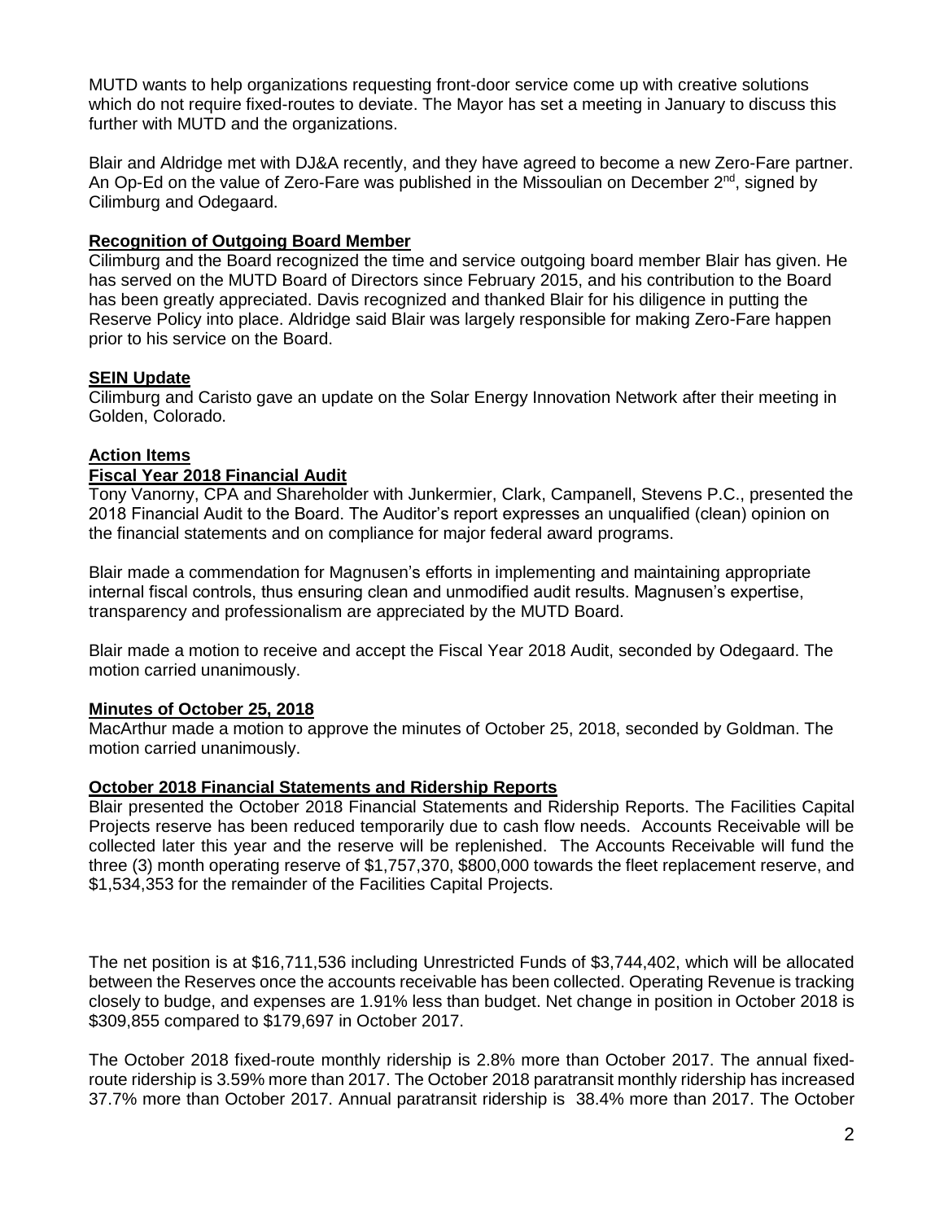MUTD wants to help organizations requesting front-door service come up with creative solutions which do not require fixed-routes to deviate. The Mayor has set a meeting in January to discuss this further with MUTD and the organizations.

Blair and Aldridge met with DJ&A recently, and they have agreed to become a new Zero-Fare partner. An Op-Ed on the value of Zero-Fare was published in the Missoulian on December 2nd, signed by Cilimburg and Odegaard.

**Recognition of Outgoing Board Member**

Cilimburg and the Board recognized the time and service outgoing board member Blair has given. He has served on the MUTD Board of Directors since February 2015, and his contribution to the Board has been greatly appreciated. Davis recognized and thanked Blair for his diligence in putting the Reserve Policy into place. Aldridge said Blair was largely responsible for making Zero-Fare happen prior to his service on the Board.

**SEIN Update**

Cilimburg and Caristo gave an update on the Solar Energy Innovation Network after their meeting in Golden, Colorado.

**Action Items**

**Fiscal Year 2018 Financial Audit**

Tony Vanorny, CPA and Shareholder with Junkermier, Clark, Campanell, Stevens P.C., presented the 2018 Financial Audit to the Board. The Auditor's report expresses an unqualified (clean) opinion on the financial statements and on compliance for major federal award programs.

Blair made a commendation for Magnusen's efforts in implementing and maintaining appropriate internal fiscal controls, thus ensuring clean and unmodified audit results. Magnusen's expertise, transparency and professionalism are appreciated by the MUTD Board.

Blair made a motion to receive and accept the Fiscal Year 2018 Audit, seconded by Odegaard. The motion carried unanimously.

**Minutes of October 25, 2018**

MacArthur made a motion to approve the minutes of October 25, 2018, seconded by Goldman. The motion carried unanimously.

**October 2018 Financial Statements and Ridership Reports**

Blair presented the October 2018 Financial Statements and Ridership Reports. The Facilities Capital Projects reserve has been reduced temporarily due to cash flow needs. Accounts Receivable will be collected later this year and the reserve will be replenished. The Accounts Receivable will fund the three (3) month operating reserve of $1,757,370, $800,000 towards the fleet replacement reserve, and $1,534,353 for the remainder of the Facilities Capital Projects.

The net position is at $16,711,536 including Unrestricted Funds of $3,744,402, which will be allocated between the Reserves once the accounts receivable has been collected. Operating Revenue is tracking closely to budge, and expenses are 1.91% less than budget. Net change in position in October 2018 is $309,855 compared to $179,697 in October 2017.

The October 2018 fixed-route monthly ridership is 2.8% more than October 2017. The annual fixed-route ridership is 3.59% more than 2017. The October 2018 paratransit monthly ridership has increased 37.7% more than October 2017. Annual paratransit ridership is 38.4% more than 2017. The October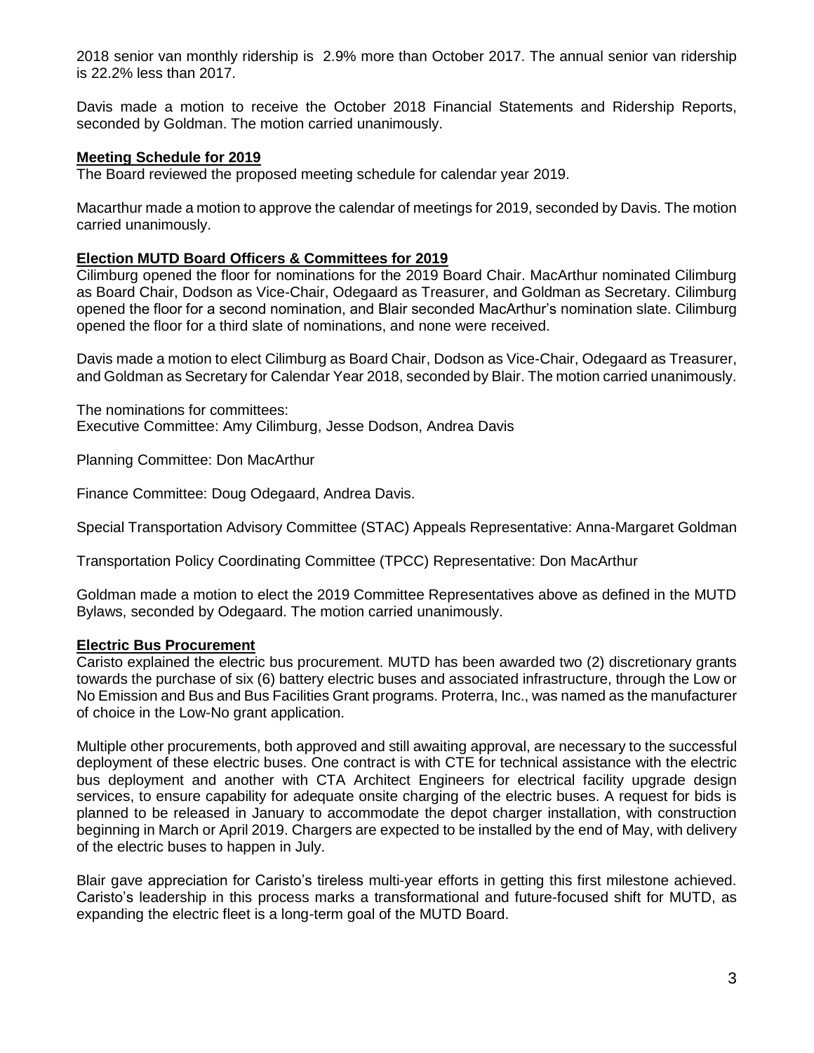2018 senior van monthly ridership is 2.9% more than October 2017. The annual senior van ridership is 22.2% less than 2017.

Davis made a motion to receive the October 2018 Financial Statements and Ridership Reports, seconded by Goldman. The motion carried unanimously.

**Meeting Schedule for 2019**

The Board reviewed the proposed meeting schedule for calendar year 2019.

Macarthur made a motion to approve the calendar of meetings for 2019, seconded by Davis. The motion carried unanimously.

**Election MUTD Board Officers & Committees for 2019**

Cilimburg opened the floor for nominations for the 2019 Board Chair. MacArthur nominated Cilimburg as Board Chair, Dodson as Vice-Chair, Odegaard as Treasurer, and Goldman as Secretary. Cilimburg opened the floor for a second nomination, and Blair seconded MacArthur's nomination slate. Cilimburg opened the floor for a third slate of nominations, and none were received.

Davis made a motion to elect Cilimburg as Board Chair, Dodson as Vice-Chair, Odegaard as Treasurer, and Goldman as Secretary for Calendar Year 2018, seconded by Blair. The motion carried unanimously.

The nominations for committees:
Executive Committee: Amy Cilimburg, Jesse Dodson, Andrea Davis

Planning Committee: Don MacArthur

Finance Committee: Doug Odegaard, Andrea Davis.

Special Transportation Advisory Committee (STAC) Appeals Representative: Anna-Margaret Goldman

Transportation Policy Coordinating Committee (TPCC) Representative: Don MacArthur

Goldman made a motion to elect the 2019 Committee Representatives above as defined in the MUTD Bylaws, seconded by Odegaard. The motion carried unanimously.

**Electric Bus Procurement**

Caristo explained the electric bus procurement. MUTD has been awarded two (2) discretionary grants towards the purchase of six (6) battery electric buses and associated infrastructure, through the Low or No Emission and Bus and Bus Facilities Grant programs. Proterra, Inc., was named as the manufacturer of choice in the Low-No grant application.

Multiple other procurements, both approved and still awaiting approval, are necessary to the successful deployment of these electric buses. One contract is with CTE for technical assistance with the electric bus deployment and another with CTA Architect Engineers for electrical facility upgrade design services, to ensure capability for adequate onsite charging of the electric buses. A request for bids is planned to be released in January to accommodate the depot charger installation, with construction beginning in March or April 2019. Chargers are expected to be installed by the end of May, with delivery of the electric buses to happen in July.

Blair gave appreciation for Caristo's tireless multi-year efforts in getting this first milestone achieved. Caristo's leadership in this process marks a transformational and future-focused shift for MUTD, as expanding the electric fleet is a long-term goal of the MUTD Board.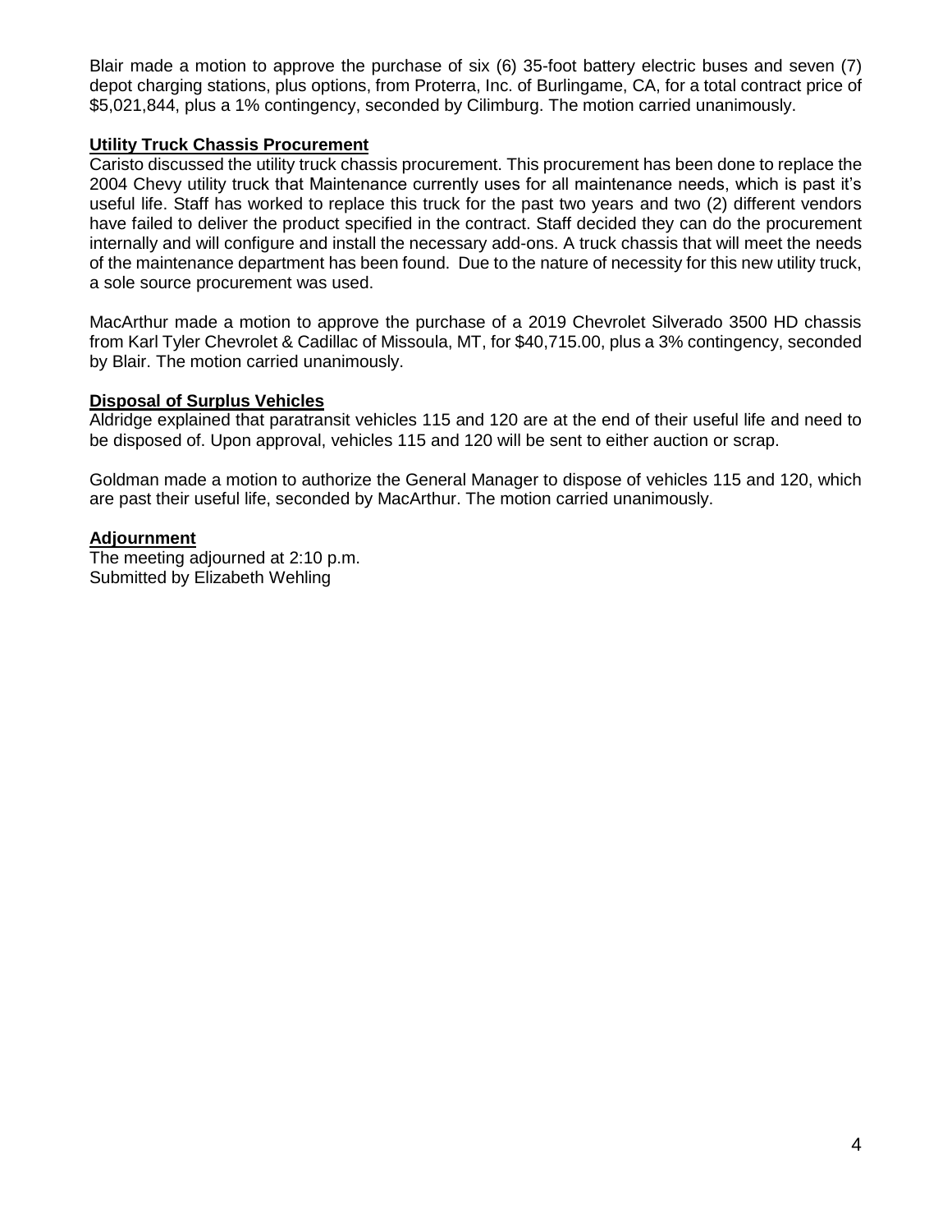Blair made a motion to approve the purchase of six (6) 35-foot battery electric buses and seven (7) depot charging stations, plus options, from Proterra, Inc. of Burlingame, CA, for a total contract price of $5,021,844, plus a 1% contingency, seconded by Cilimburg. The motion carried unanimously.

**Utility Truck Chassis Procurement**

Caristo discussed the utility truck chassis procurement. This procurement has been done to replace the 2004 Chevy utility truck that Maintenance currently uses for all maintenance needs, which is past it's useful life. Staff has worked to replace this truck for the past two years and two (2) different vendors have failed to deliver the product specified in the contract. Staff decided they can do the procurement internally and will configure and install the necessary add-ons. A truck chassis that will meet the needs of the maintenance department has been found. Due to the nature of necessity for this new utility truck, a sole source procurement was used.

MacArthur made a motion to approve the purchase of a 2019 Chevrolet Silverado 3500 HD chassis from Karl Tyler Chevrolet & Cadillac of Missoula, MT, for $40,715.00, plus a 3% contingency, seconded by Blair. The motion carried unanimously.

**Disposal of Surplus Vehicles**

Aldridge explained that paratransit vehicles 115 and 120 are at the end of their useful life and need to be disposed of. Upon approval, vehicles 115 and 120 will be sent to either auction or scrap.

Goldman made a motion to authorize the General Manager to dispose of vehicles 115 and 120, which are past their useful life, seconded by MacArthur. The motion carried unanimously.

**Adjournment**

The meeting adjourned at 2:10 p.m.
Submitted by Elizabeth Wehling